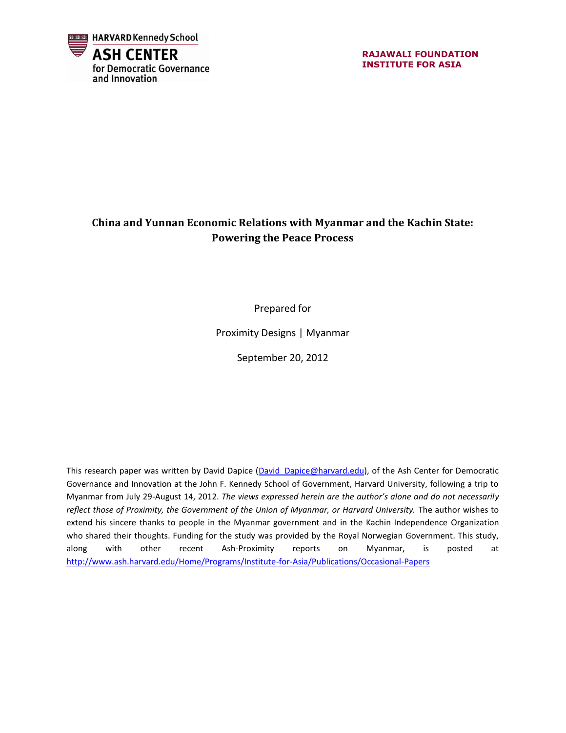HARVARD Kennedy School
ASH CENTER
for Democratic Governance and Innovation

RAJAWALI FOUNDATION INSTITUTE FOR ASIA

# China and Yunnan Economic Relations with Myanmar and the Kachin State: Powering the Peace Process

Prepared for

Proximity Designs | Myanmar

September 20, 2012

This research paper was written by David Dapice (David_Dapice@harvard.edu), of the Ash Center for Democratic Governance and Innovation at the John F. Kennedy School of Government, Harvard University, following a trip to Myanmar from July 29-August 14, 2012. *The views expressed herein are the author's alone and do not necessarily reflect those of Proximity, the Government of the Union of Myanmar, or Harvard University.* The author wishes to extend his sincere thanks to people in the Myanmar government and in the Kachin Independence Organization who shared their thoughts. Funding for the study was provided by the Royal Norwegian Government. This study, along with other recent Ash-Proximity reports on Myanmar, is posted at http://www.ash.harvard.edu/Home/Programs/Institute-for-Asia/Publications/Occasional-Papers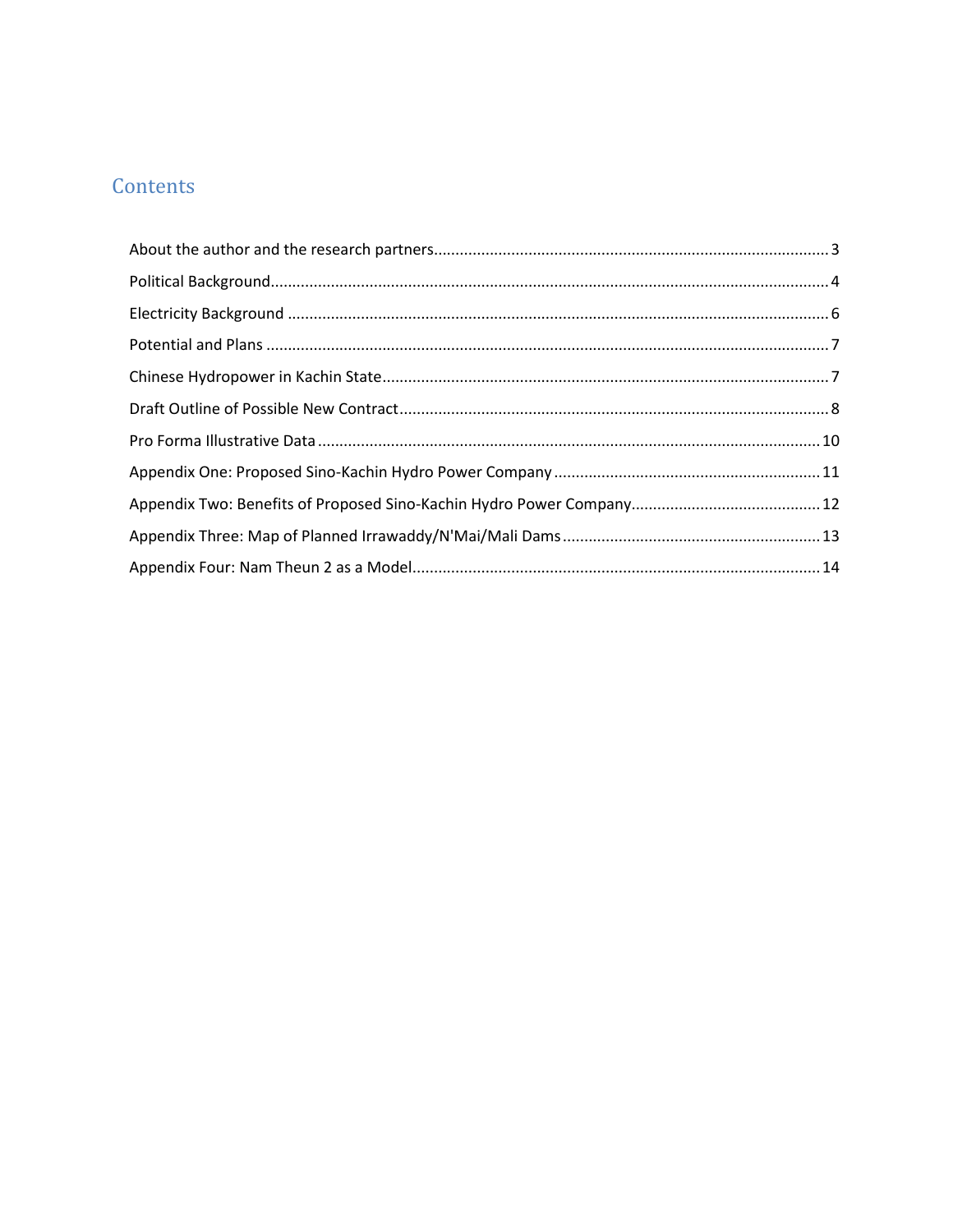# Contents

About the author and the research partners ........ 3

Political Background ........ 4

Electricity Background ........ 6

Potential and Plans ........ 7

Chinese Hydropower in Kachin State ........ 7

Draft Outline of Possible New Contract ........ 8

Pro Forma Illustrative Data ........ 10

Appendix One: Proposed Sino-Kachin Hydro Power Company ........ 11

Appendix Two: Benefits of Proposed Sino-Kachin Hydro Power Company ........ 12

Appendix Three: Map of Planned Irrawaddy/N'Mai/Mali Dams ........ 13

Appendix Four: Nam Theun 2 as a Model ........ 14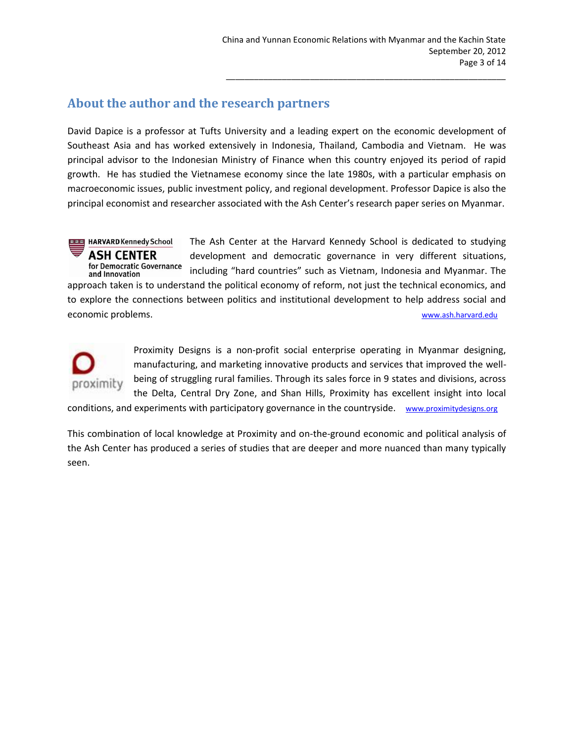## About the author and the research partners

David Dapice is a professor at Tufts University and a leading expert on the economic development of Southeast Asia and has worked extensively in Indonesia, Thailand, Cambodia and Vietnam. He was principal advisor to the Indonesian Ministry of Finance when this country enjoyed its period of rapid growth. He has studied the Vietnamese economy since the late 1980s, with a particular emphasis on macroeconomic issues, public investment policy, and regional development. Professor Dapice is also the principal economist and researcher associated with the Ash Center's research paper series on Myanmar.

HARVARD Kennedy School
**ASH CENTER**
for Democratic Governance and Innovation

The Ash Center at the Harvard Kennedy School is dedicated to studying development and democratic governance in very different situations, including "hard countries" such as Vietnam, Indonesia and Myanmar. The approach taken is to understand the political economy of reform, not just the technical economics, and to explore the connections between politics and institutional development to help address social and economic problems. www.ash.harvard.edu

proximity

Proximity Designs is a non-profit social enterprise operating in Myanmar designing, manufacturing, and marketing innovative products and services that improved the well-being of struggling rural families. Through its sales force in 9 states and divisions, across the Delta, Central Dry Zone, and Shan Hills, Proximity has excellent insight into local conditions, and experiments with participatory governance in the countryside. www.proximitydesigns.org

This combination of local knowledge at Proximity and on-the-ground economic and political analysis of the Ash Center has produced a series of studies that are deeper and more nuanced than many typically seen.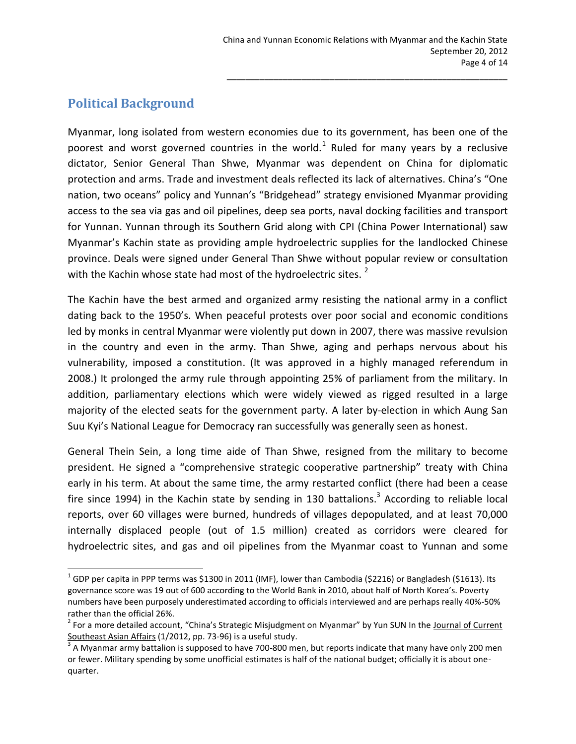## Political Background

Myanmar, long isolated from western economies due to its government, has been one of the poorest and worst governed countries in the world.[1] Ruled for many years by a reclusive dictator, Senior General Than Shwe, Myanmar was dependent on China for diplomatic protection and arms. Trade and investment deals reflected its lack of alternatives. China's "One nation, two oceans" policy and Yunnan's "Bridgehead" strategy envisioned Myanmar providing access to the sea via gas and oil pipelines, deep sea ports, naval docking facilities and transport for Yunnan. Yunnan through its Southern Grid along with CPI (China Power International) saw Myanmar's Kachin state as providing ample hydroelectric supplies for the landlocked Chinese province. Deals were signed under General Than Shwe without popular review or consultation with the Kachin whose state had most of the hydroelectric sites. [2]

The Kachin have the best armed and organized army resisting the national army in a conflict dating back to the 1950's. When peaceful protests over poor social and economic conditions led by monks in central Myanmar were violently put down in 2007, there was massive revulsion in the country and even in the army. Than Shwe, aging and perhaps nervous about his vulnerability, imposed a constitution. (It was approved in a highly managed referendum in 2008.) It prolonged the army rule through appointing 25% of parliament from the military. In addition, parliamentary elections which were widely viewed as rigged resulted in a large majority of the elected seats for the government party. A later by-election in which Aung San Suu Kyi's National League for Democracy ran successfully was generally seen as honest.

General Thein Sein, a long time aide of Than Shwe, resigned from the military to become president. He signed a "comprehensive strategic cooperative partnership" treaty with China early in his term. At about the same time, the army restarted conflict (there had been a cease fire since 1994) in the Kachin state by sending in 130 battalions.[3] According to reliable local reports, over 60 villages were burned, hundreds of villages depopulated, and at least 70,000 internally displaced people (out of 1.5 million) created as corridors were cleared for hydroelectric sites, and gas and oil pipelines from the Myanmar coast to Yunnan and some

---

[1] GDP per capita in PPP terms was $1300 in 2011 (IMF), lower than Cambodia ($2216) or Bangladesh ($1613). Its governance score was 19 out of 600 according to the World Bank in 2010, about half of North Korea's. Poverty numbers have been purposely underestimated according to officials interviewed and are perhaps really 40%-50% rather than the official 26%.

[2] For a more detailed account, "China's Strategic Misjudgment on Myanmar" by Yun SUN In the Journal of Current Southeast Asian Affairs (1/2012, pp. 73-96) is a useful study.

[3] A Myanmar army battalion is supposed to have 700-800 men, but reports indicate that many have only 200 men or fewer. Military spending by some unofficial estimates is half of the national budget; officially it is about one-quarter.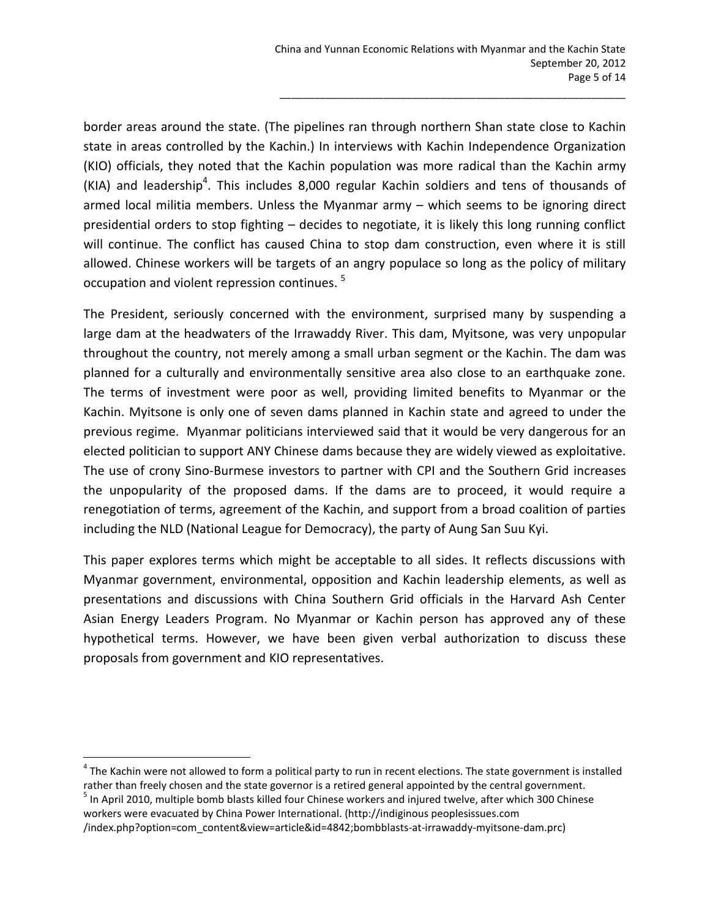border areas around the state. (The pipelines ran through northern Shan state close to Kachin state in areas controlled by the Kachin.) In interviews with Kachin Independence Organization (KIO) officials, they noted that the Kachin population was more radical than the Kachin army (KIA) and leadership[4]. This includes 8,000 regular Kachin soldiers and tens of thousands of armed local militia members. Unless the Myanmar army – which seems to be ignoring direct presidential orders to stop fighting – decides to negotiate, it is likely this long running conflict will continue. The conflict has caused China to stop dam construction, even where it is still allowed. Chinese workers will be targets of an angry populace so long as the policy of military occupation and violent repression continues. [5]

The President, seriously concerned with the environment, surprised many by suspending a large dam at the headwaters of the Irrawaddy River. This dam, Myitsone, was very unpopular throughout the country, not merely among a small urban segment or the Kachin. The dam was planned for a culturally and environmentally sensitive area also close to an earthquake zone. The terms of investment were poor as well, providing limited benefits to Myanmar or the Kachin. Myitsone is only one of seven dams planned in Kachin state and agreed to under the previous regime. Myanmar politicians interviewed said that it would be very dangerous for an elected politician to support ANY Chinese dams because they are widely viewed as exploitative. The use of crony Sino-Burmese investors to partner with CPI and the Southern Grid increases the unpopularity of the proposed dams. If the dams are to proceed, it would require a renegotiation of terms, agreement of the Kachin, and support from a broad coalition of parties including the NLD (National League for Democracy), the party of Aung San Suu Kyi.

This paper explores terms which might be acceptable to all sides. It reflects discussions with Myanmar government, environmental, opposition and Kachin leadership elements, as well as presentations and discussions with China Southern Grid officials in the Harvard Ash Center Asian Energy Leaders Program. No Myanmar or Kachin person has approved any of these hypothetical terms. However, we have been given verbal authorization to discuss these proposals from government and KIO representatives.

---

[4] The Kachin were not allowed to form a political party to run in recent elections. The state government is installed rather than freely chosen and the state governor is a retired general appointed by the central government.

[5] In April 2010, multiple bomb blasts killed four Chinese workers and injured twelve, after which 300 Chinese workers were evacuated by China Power International. (http://indiginous peoplesissues.com /index.php?option=com_content&view=article&id=4842;bombblasts-at-irrawaddy-myitsone-dam.prc)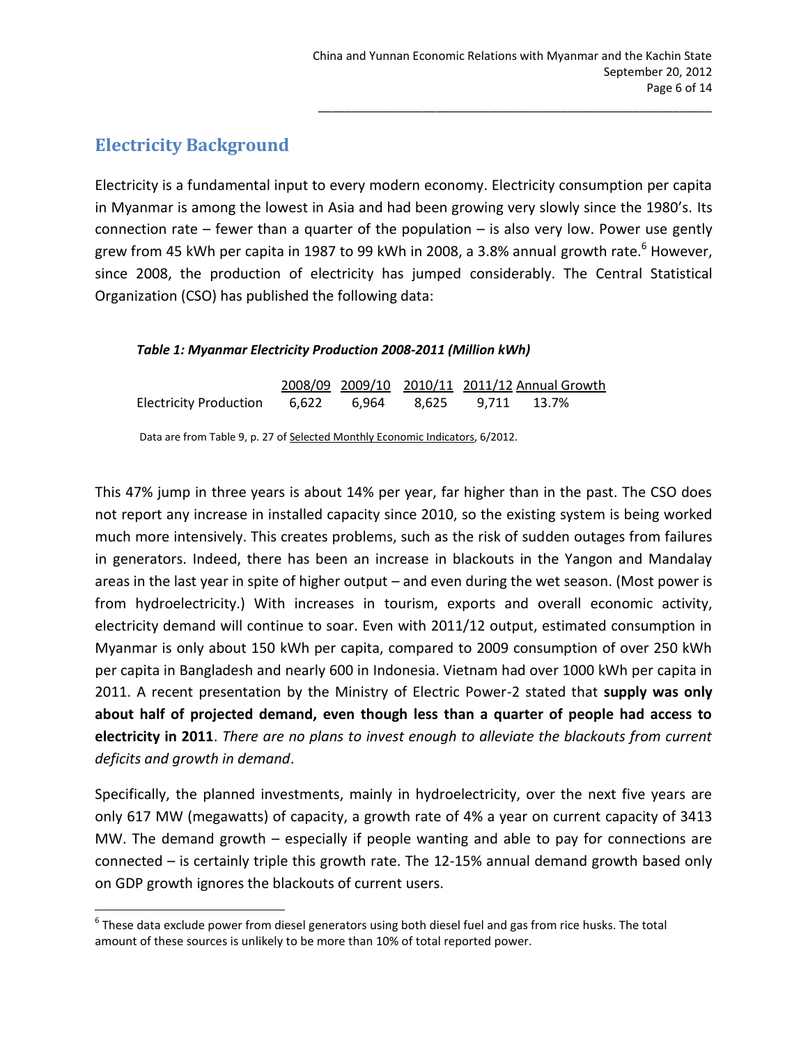## Electricity Background

Electricity is a fundamental input to every modern economy. Electricity consumption per capita in Myanmar is among the lowest in Asia and had been growing very slowly since the 1980's. Its connection rate – fewer than a quarter of the population – is also very low. Power use gently grew from 45 kWh per capita in 1987 to 99 kWh in 2008, a 3.8% annual growth rate.[6] However, since 2008, the production of electricity has jumped considerably. The Central Statistical Organization (CSO) has published the following data:

***Table 1: Myanmar Electricity Production 2008-2011 (Million kWh)***

| | 2008/09 | 2009/10 | 2010/11 | 2011/12 | Annual Growth |
|---|---|---|---|---|---|
| Electricity Production | 6,622 | 6,964 | 8,625 | 9,711 | 13.7% |

Data are from Table 9, p. 27 of Selected Monthly Economic Indicators, 6/2012.

This 47% jump in three years is about 14% per year, far higher than in the past. The CSO does not report any increase in installed capacity since 2010, so the existing system is being worked much more intensively. This creates problems, such as the risk of sudden outages from failures in generators. Indeed, there has been an increase in blackouts in the Yangon and Mandalay areas in the last year in spite of higher output – and even during the wet season. (Most power is from hydroelectricity.) With increases in tourism, exports and overall economic activity, electricity demand will continue to soar. Even with 2011/12 output, estimated consumption in Myanmar is only about 150 kWh per capita, compared to 2009 consumption of over 250 kWh per capita in Bangladesh and nearly 600 in Indonesia. Vietnam had over 1000 kWh per capita in 2011. A recent presentation by the Ministry of Electric Power-2 stated that **supply was only about half of projected demand, even though less than a quarter of people had access to electricity in 2011**. *There are no plans to invest enough to alleviate the blackouts from current deficits and growth in demand*.

Specifically, the planned investments, mainly in hydroelectricity, over the next five years are only 617 MW (megawatts) of capacity, a growth rate of 4% a year on current capacity of 3413 MW. The demand growth – especially if people wanting and able to pay for connections are connected – is certainly triple this growth rate. The 12-15% annual demand growth based only on GDP growth ignores the blackouts of current users.

[6] These data exclude power from diesel generators using both diesel fuel and gas from rice husks. The total amount of these sources is unlikely to be more than 10% of total reported power.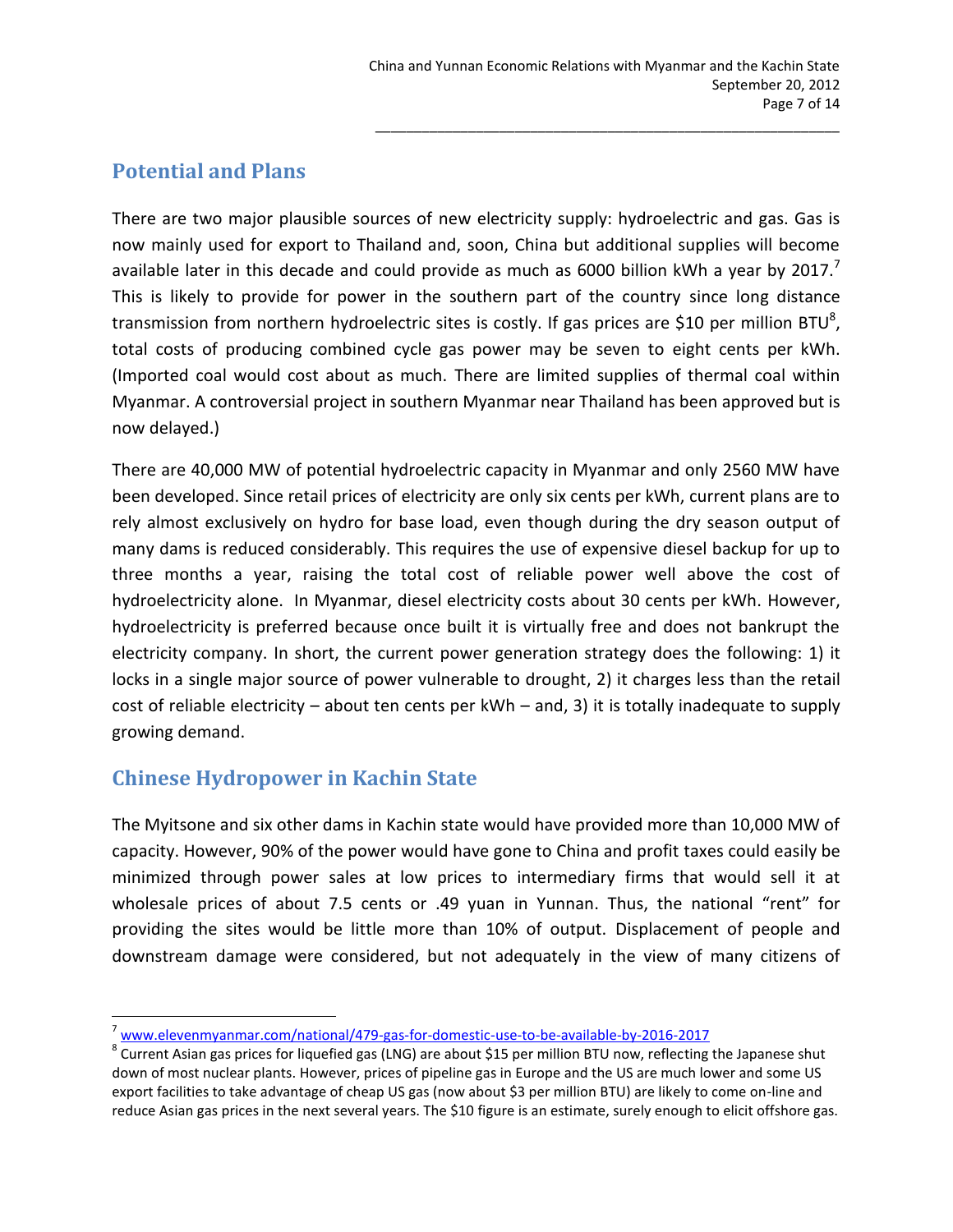## Potential and Plans

There are two major plausible sources of new electricity supply: hydroelectric and gas. Gas is now mainly used for export to Thailand and, soon, China but additional supplies will become available later in this decade and could provide as much as 6000 billion kWh a year by 2017.[7] This is likely to provide for power in the southern part of the country since long distance transmission from northern hydroelectric sites is costly. If gas prices are $10 per million BTU[8], total costs of producing combined cycle gas power may be seven to eight cents per kWh. (Imported coal would cost about as much. There are limited supplies of thermal coal within Myanmar. A controversial project in southern Myanmar near Thailand has been approved but is now delayed.)

There are 40,000 MW of potential hydroelectric capacity in Myanmar and only 2560 MW have been developed. Since retail prices of electricity are only six cents per kWh, current plans are to rely almost exclusively on hydro for base load, even though during the dry season output of many dams is reduced considerably. This requires the use of expensive diesel backup for up to three months a year, raising the total cost of reliable power well above the cost of hydroelectricity alone. In Myanmar, diesel electricity costs about 30 cents per kWh. However, hydroelectricity is preferred because once built it is virtually free and does not bankrupt the electricity company. In short, the current power generation strategy does the following: 1) it locks in a single major source of power vulnerable to drought, 2) it charges less than the retail cost of reliable electricity – about ten cents per kWh – and, 3) it is totally inadequate to supply growing demand.

## Chinese Hydropower in Kachin State

The Myitsone and six other dams in Kachin state would have provided more than 10,000 MW of capacity. However, 90% of the power would have gone to China and profit taxes could easily be minimized through power sales at low prices to intermediary firms that would sell it at wholesale prices of about 7.5 cents or .49 yuan in Yunnan. Thus, the national "rent" for providing the sites would be little more than 10% of output. Displacement of people and downstream damage were considered, but not adequately in the view of many citizens of

---

[7] www.elevenmyanmar.com/national/479-gas-for-domestic-use-to-be-available-by-2016-2017

[8] Current Asian gas prices for liquefied gas (LNG) are about $15 per million BTU now, reflecting the Japanese shut down of most nuclear plants. However, prices of pipeline gas in Europe and the US are much lower and some US export facilities to take advantage of cheap US gas (now about $3 per million BTU) are likely to come on-line and reduce Asian gas prices in the next several years. The $10 figure is an estimate, surely enough to elicit offshore gas.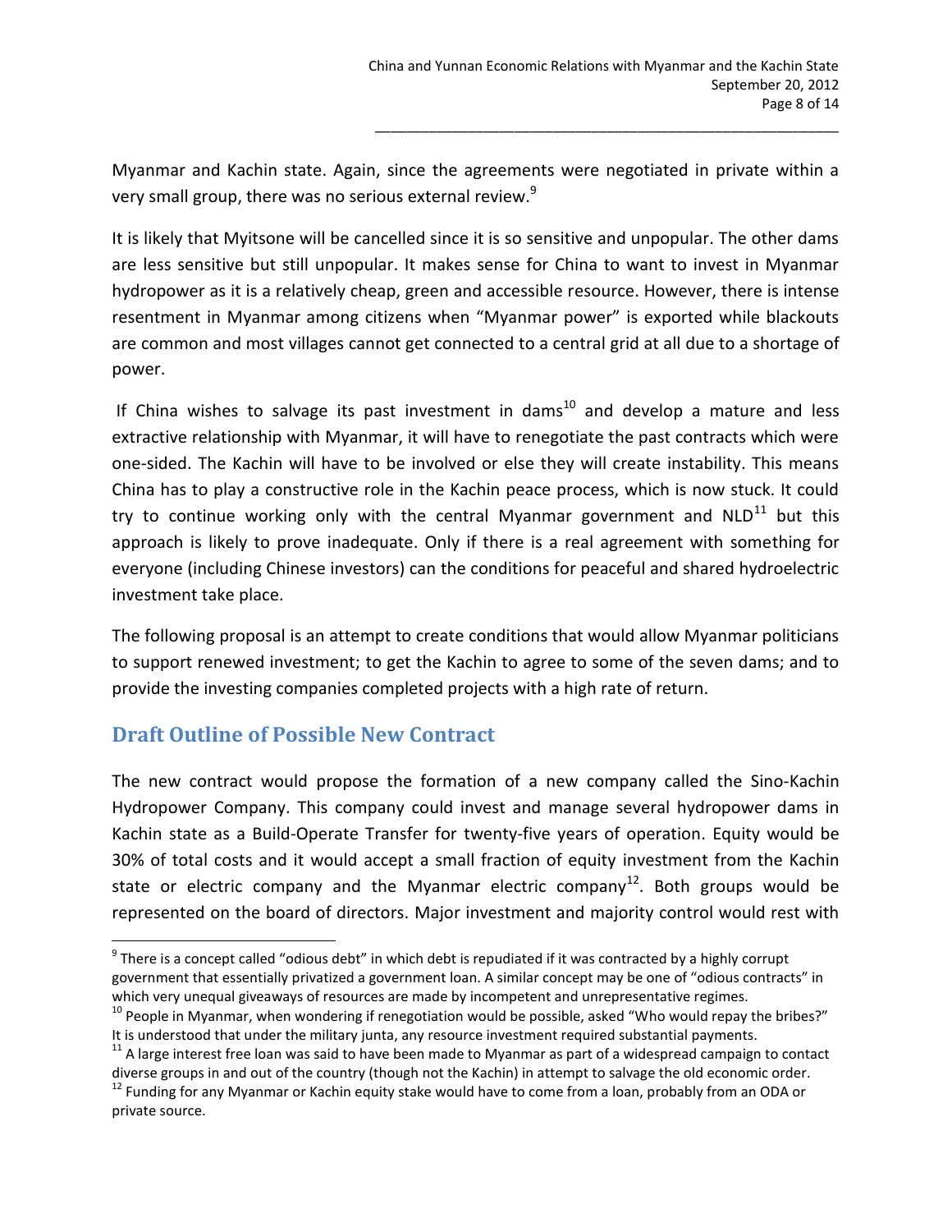Myanmar and Kachin state. Again, since the agreements were negotiated in private within a very small group, there was no serious external review.[9]

It is likely that Myitsone will be cancelled since it is so sensitive and unpopular. The other dams are less sensitive but still unpopular. It makes sense for China to want to invest in Myanmar hydropower as it is a relatively cheap, green and accessible resource. However, there is intense resentment in Myanmar among citizens when "Myanmar power" is exported while blackouts are common and most villages cannot get connected to a central grid at all due to a shortage of power.

If China wishes to salvage its past investment in dams[10] and develop a mature and less extractive relationship with Myanmar, it will have to renegotiate the past contracts which were one-sided. The Kachin will have to be involved or else they will create instability. This means China has to play a constructive role in the Kachin peace process, which is now stuck. It could try to continue working only with the central Myanmar government and NLD[11] but this approach is likely to prove inadequate. Only if there is a real agreement with something for everyone (including Chinese investors) can the conditions for peaceful and shared hydroelectric investment take place.

The following proposal is an attempt to create conditions that would allow Myanmar politicians to support renewed investment; to get the Kachin to agree to some of the seven dams; and to provide the investing companies completed projects with a high rate of return.

## Draft Outline of Possible New Contract

The new contract would propose the formation of a new company called the Sino-Kachin Hydropower Company. This company could invest and manage several hydropower dams in Kachin state as a Build-Operate Transfer for twenty-five years of operation. Equity would be 30% of total costs and it would accept a small fraction of equity investment from the Kachin state or electric company and the Myanmar electric company[12]. Both groups would be represented on the board of directors. Major investment and majority control would rest with

---

[9] There is a concept called "odious debt" in which debt is repudiated if it was contracted by a highly corrupt government that essentially privatized a government loan. A similar concept may be one of "odious contracts" in which very unequal giveaways of resources are made by incompetent and unrepresentative regimes.

[10] People in Myanmar, when wondering if renegotiation would be possible, asked "Who would repay the bribes?" It is understood that under the military junta, any resource investment required substantial payments.

[11] A large interest free loan was said to have been made to Myanmar as part of a widespread campaign to contact diverse groups in and out of the country (though not the Kachin) in attempt to salvage the old economic order.

[12] Funding for any Myanmar or Kachin equity stake would have to come from a loan, probably from an ODA or private source.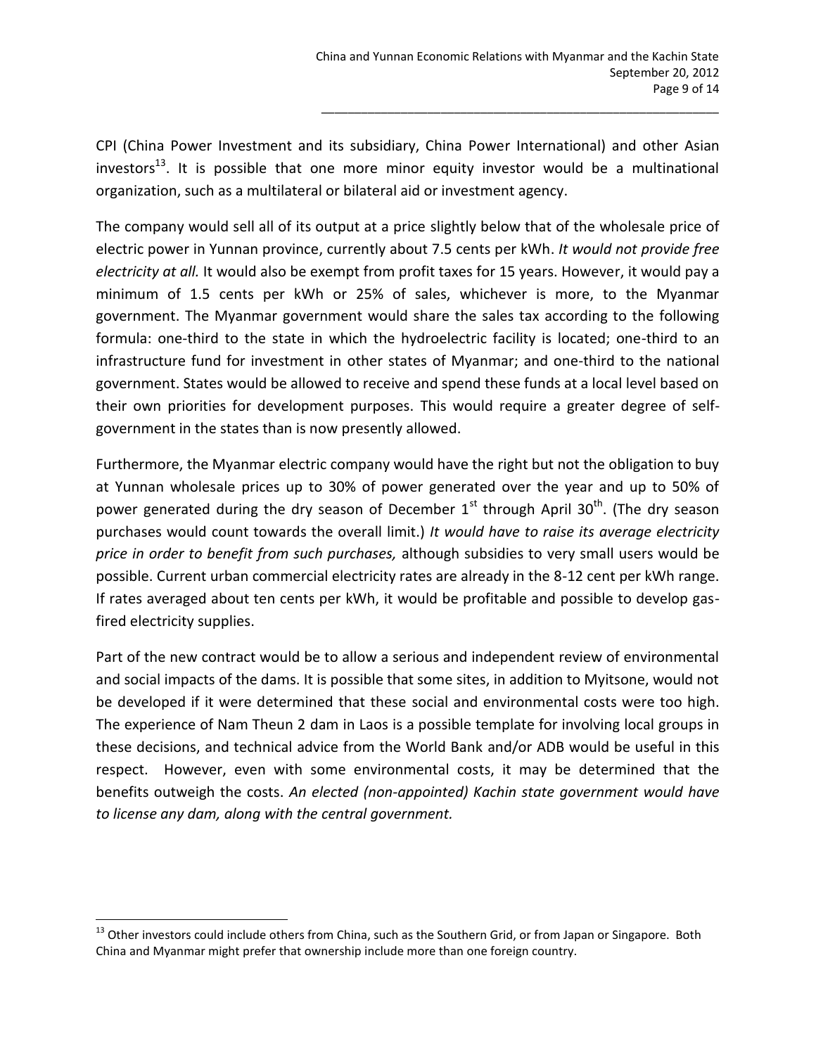CPI (China Power Investment and its subsidiary, China Power International) and other Asian investors[13]. It is possible that one more minor equity investor would be a multinational organization, such as a multilateral or bilateral aid or investment agency.

The company would sell all of its output at a price slightly below that of the wholesale price of electric power in Yunnan province, currently about 7.5 cents per kWh. *It would not provide free electricity at all.* It would also be exempt from profit taxes for 15 years. However, it would pay a minimum of 1.5 cents per kWh or 25% of sales, whichever is more, to the Myanmar government. The Myanmar government would share the sales tax according to the following formula: one-third to the state in which the hydroelectric facility is located; one-third to an infrastructure fund for investment in other states of Myanmar; and one-third to the national government. States would be allowed to receive and spend these funds at a local level based on their own priorities for development purposes. This would require a greater degree of self-government in the states than is now presently allowed.

Furthermore, the Myanmar electric company would have the right but not the obligation to buy at Yunnan wholesale prices up to 30% of power generated over the year and up to 50% of power generated during the dry season of December 1st through April 30th. (The dry season purchases would count towards the overall limit.) *It would have to raise its average electricity price in order to benefit from such purchases,* although subsidies to very small users would be possible. Current urban commercial electricity rates are already in the 8-12 cent per kWh range. If rates averaged about ten cents per kWh, it would be profitable and possible to develop gas-fired electricity supplies.

Part of the new contract would be to allow a serious and independent review of environmental and social impacts of the dams. It is possible that some sites, in addition to Myitsone, would not be developed if it were determined that these social and environmental costs were too high. The experience of Nam Theun 2 dam in Laos is a possible template for involving local groups in these decisions, and technical advice from the World Bank and/or ADB would be useful in this respect. However, even with some environmental costs, it may be determined that the benefits outweigh the costs. *An elected (non-appointed) Kachin state government would have to license any dam, along with the central government.*

[13] Other investors could include others from China, such as the Southern Grid, or from Japan or Singapore. Both China and Myanmar might prefer that ownership include more than one foreign country.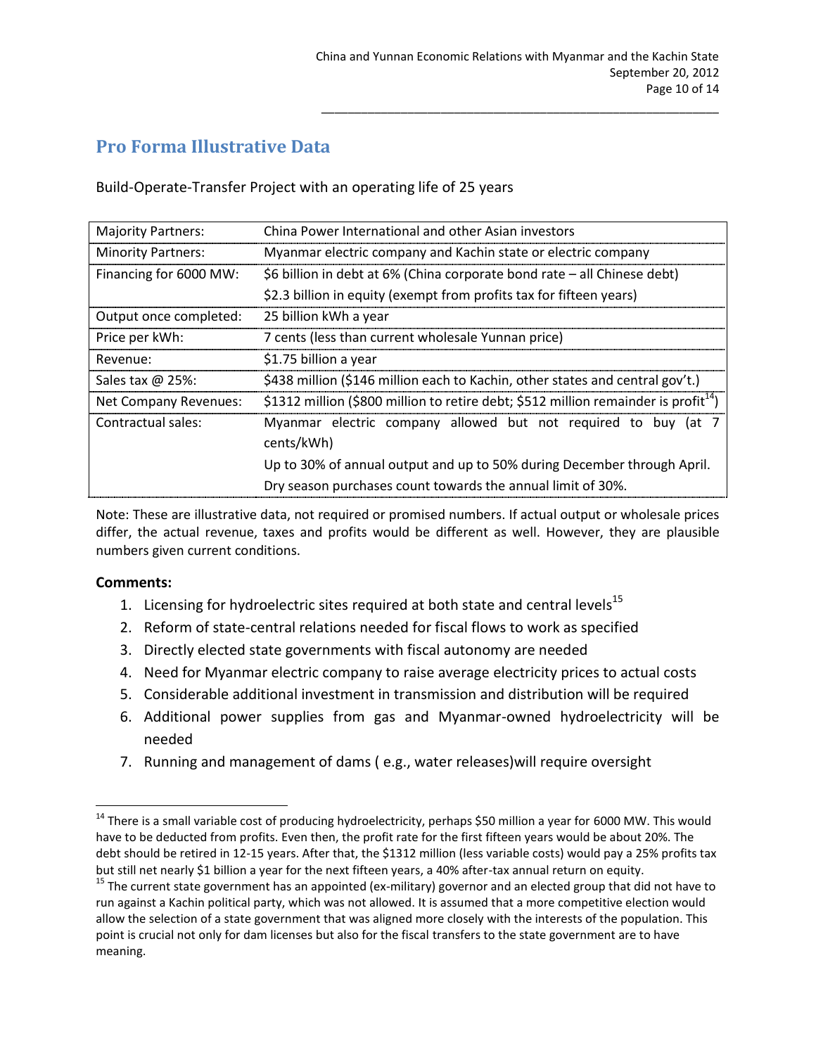## Pro Forma Illustrative Data

Build-Operate-Transfer Project with an operating life of 25 years

| | |
|---|---|
| Majority Partners: | China Power International and other Asian investors |
| Minority Partners: | Myanmar electric company and Kachin state or electric company |
| Financing for 6000 MW: | $6 billion in debt at 6% (China corporate bond rate – all Chinese debt)<br>$2.3 billion in equity (exempt from profits tax for fifteen years) |
| Output once completed: | 25 billion kWh a year |
| Price per kWh: | 7 cents (less than current wholesale Yunnan price) |
| Revenue: | $1.75 billion a year |
| Sales tax @ 25%: | $438 million ($146 million each to Kachin, other states and central gov't.) |
| Net Company Revenues: | $1312 million ($800 million to retire debt; $512 million remainder is profit[14]) |
| Contractual sales: | Myanmar electric company allowed but not required to buy (at 7 cents/kWh)<br>Up to 30% of annual output and up to 50% during December through April.<br>Dry season purchases count towards the annual limit of 30%. |

Note: These are illustrative data, not required or promised numbers. If actual output or wholesale prices differ, the actual revenue, taxes and profits would be different as well. However, they are plausible numbers given current conditions.

**Comments:**

1. Licensing for hydroelectric sites required at both state and central levels[15]
2. Reform of state-central relations needed for fiscal flows to work as specified
3. Directly elected state governments with fiscal autonomy are needed
4. Need for Myanmar electric company to raise average electricity prices to actual costs
5. Considerable additional investment in transmission and distribution will be required
6. Additional power supplies from gas and Myanmar-owned hydroelectricity will be needed
7. Running and management of dams ( e.g., water releases)will require oversight

---

[14] There is a small variable cost of producing hydroelectricity, perhaps $50 million a year for 6000 MW. This would have to be deducted from profits. Even then, the profit rate for the first fifteen years would be about 20%. The debt should be retired in 12-15 years. After that, the $1312 million (less variable costs) would pay a 25% profits tax but still net nearly $1 billion a year for the next fifteen years, a 40% after-tax annual return on equity.

[15] The current state government has an appointed (ex-military) governor and an elected group that did not have to run against a Kachin political party, which was not allowed. It is assumed that a more competitive election would allow the selection of a state government that was aligned more closely with the interests of the population. This point is crucial not only for dam licenses but also for the fiscal transfers to the state government are to have meaning.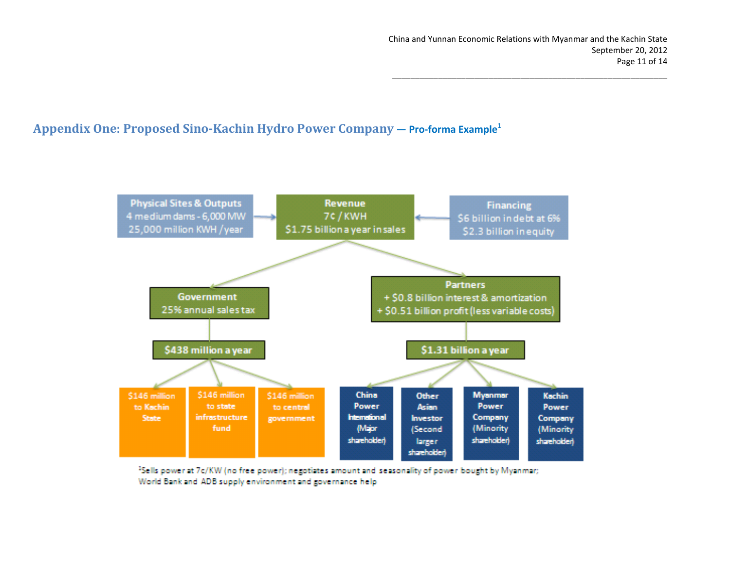## Appendix One: Proposed Sino-Kachin Hydro Power Company — Pro-forma Example[1]

**Physical Sites & Outputs**
4 medium dams - 6,000 MW
25,000 million KWH / year

**Revenue**
7¢ / KWH
$1.75 billion a year in sales

**Financing**
$6 billion in debt at 6%
$2.3 billion in equity

**Government**
25% annual sales tax

**$438 million a year**

- $146 million to Kachin State
- $146 million to state infrastructure fund
- $146 million to central government

**Partners**
+ $0.8 billion interest & amortization
+ $0.51 billion profit (less variable costs)

**$1.31 billion a year**

- China Power International (Major shareholder)
- Other Asian Investor (Second larger shareholder)
- Myanmar Power Company (Minority shareholder)
- Kachin Power Company (Minority shareholder)

[1]Sells power at 7c/KW (no free power); negotiates amount and seasonality of power bought by Myanmar; World Bank and ADB supply environment and governance help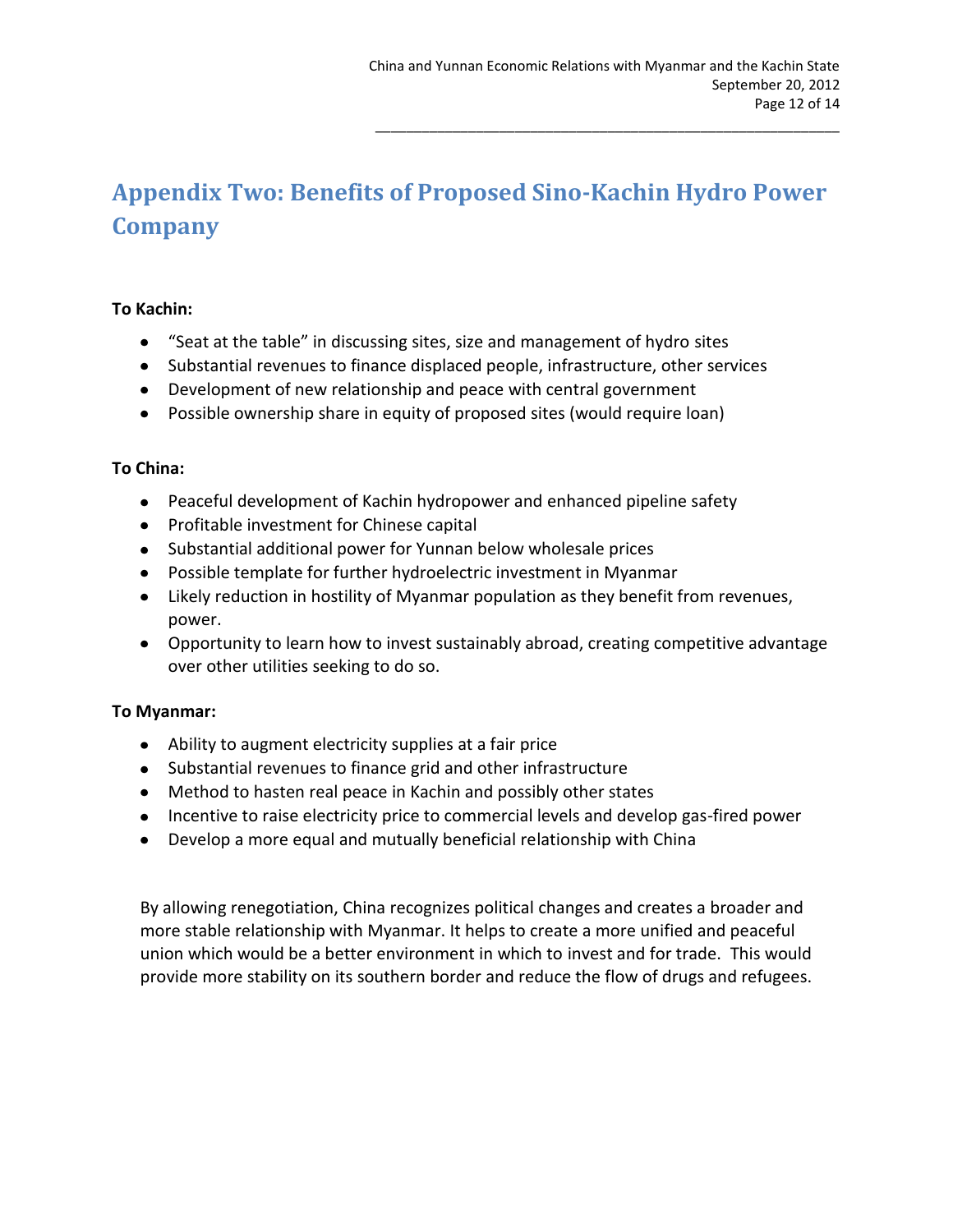# Appendix Two: Benefits of Proposed Sino-Kachin Hydro Power Company

**To Kachin:**

- "Seat at the table" in discussing sites, size and management of hydro sites
- Substantial revenues to finance displaced people, infrastructure, other services
- Development of new relationship and peace with central government
- Possible ownership share in equity of proposed sites (would require loan)

**To China:**

- Peaceful development of Kachin hydropower and enhanced pipeline safety
- Profitable investment for Chinese capital
- Substantial additional power for Yunnan below wholesale prices
- Possible template for further hydroelectric investment in Myanmar
- Likely reduction in hostility of Myanmar population as they benefit from revenues, power.
- Opportunity to learn how to invest sustainably abroad, creating competitive advantage over other utilities seeking to do so.

**To Myanmar:**

- Ability to augment electricity supplies at a fair price
- Substantial revenues to finance grid and other infrastructure
- Method to hasten real peace in Kachin and possibly other states
- Incentive to raise electricity price to commercial levels and develop gas-fired power
- Develop a more equal and mutually beneficial relationship with China

By allowing renegotiation, China recognizes political changes and creates a broader and more stable relationship with Myanmar. It helps to create a more unified and peaceful union which would be a better environment in which to invest and for trade. This would provide more stability on its southern border and reduce the flow of drugs and refugees.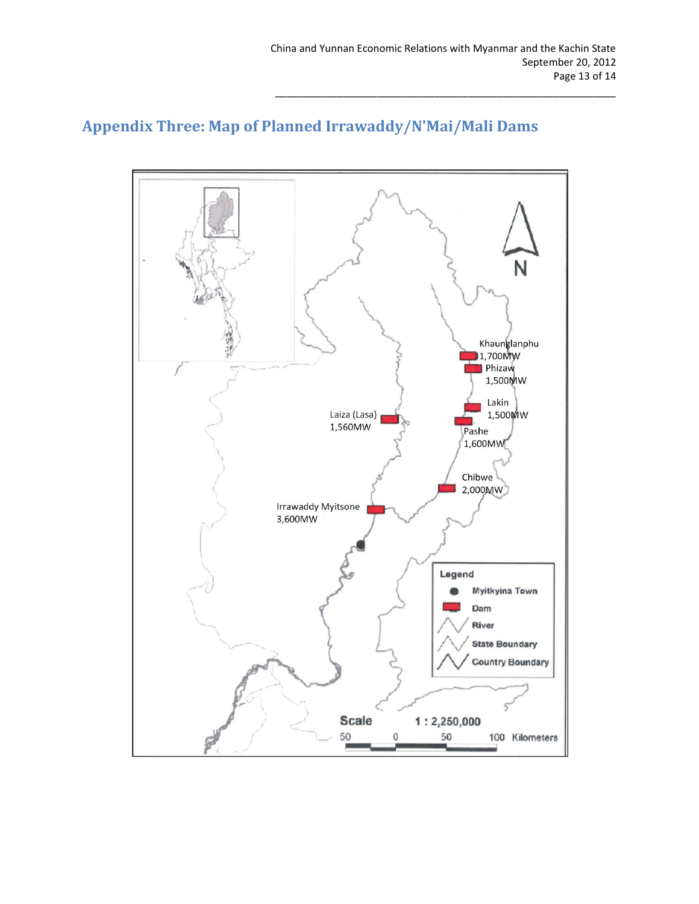## Appendix Three: Map of Planned Irrawaddy/N'Mai/Mali Dams

Khaunglanphu
1,700MW

Phizaw
1,500MW

Lakin
1,500MW

Laiza (Lasa)
1,560MW

Pashe
1,600MW

Chibwe
2,000MW

Irrawaddy Myitsone
3,600MW

Legend
- Myitkyina Town
- Dam
- River
- State Boundary
- Country Boundary

Scale 1 : 2,250,000

50 0 50 100 Kilometers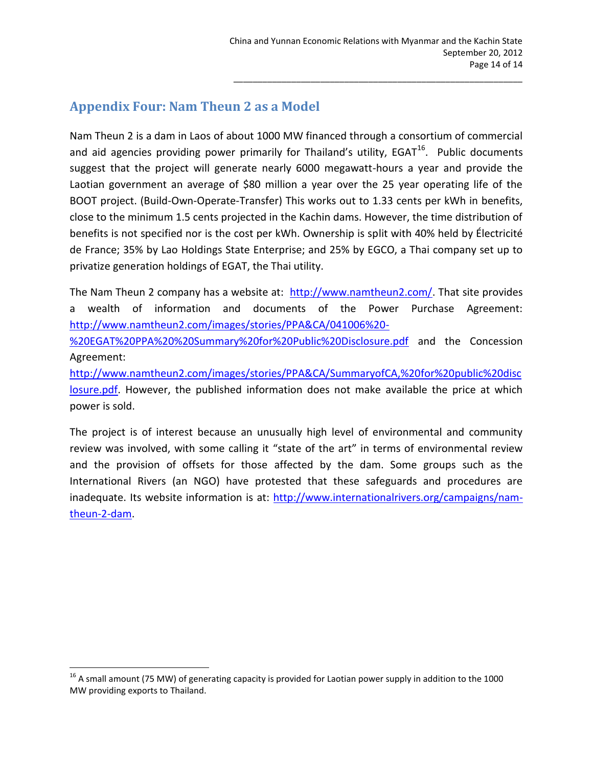## Appendix Four: Nam Theun 2 as a Model

Nam Theun 2 is a dam in Laos of about 1000 MW financed through a consortium of commercial and aid agencies providing power primarily for Thailand's utility, EGAT[16]. Public documents suggest that the project will generate nearly 6000 megawatt-hours a year and provide the Laotian government an average of $80 million a year over the 25 year operating life of the BOOT project. (Build-Own-Operate-Transfer) This works out to 1.33 cents per kWh in benefits, close to the minimum 1.5 cents projected in the Kachin dams. However, the time distribution of benefits is not specified nor is the cost per kWh. Ownership is split with 40% held by Électricité de France; 35% by Lao Holdings State Enterprise; and 25% by EGCO, a Thai company set up to privatize generation holdings of EGAT, the Thai utility.

The Nam Theun 2 company has a website at: http://www.namtheun2.com/. That site provides a wealth of information and documents of the Power Purchase Agreement: http://www.namtheun2.com/images/stories/PPA&CA/041006%20-%20EGAT%20PPA%20%20Summary%20for%20Public%20Disclosure.pdf and the Concession Agreement: http://www.namtheun2.com/images/stories/PPA&CA/SummaryofCA,%20for%20public%20disclosure.pdf. However, the published information does not make available the price at which power is sold.

The project is of interest because an unusually high level of environmental and community review was involved, with some calling it "state of the art" in terms of environmental review and the provision of offsets for those affected by the dam. Some groups such as the International Rivers (an NGO) have protested that these safeguards and procedures are inadequate. Its website information is at: http://www.internationalrivers.org/campaigns/nam-theun-2-dam.

[16] A small amount (75 MW) of generating capacity is provided for Laotian power supply in addition to the 1000 MW providing exports to Thailand.